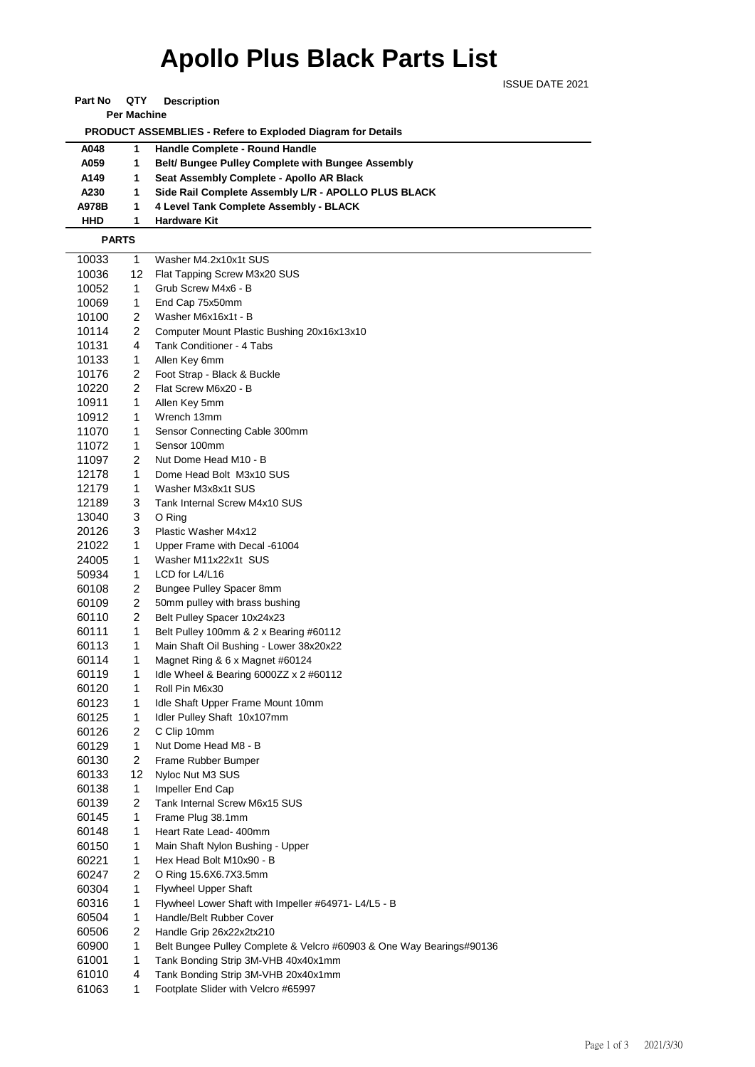# Apollo Plus Black Parts List

ISSUE DATE 2021

| Part No | QTY Per Machine | Description |
|---|---|---|
| | | **PRODUCT ASSEMBLIES - Refere to Exploded Diagram for Details** |
| **A048** | **1** | **Handle Complete - Round Handle** |
| **A059** | **1** | **Belt/ Bungee Pulley Complete with Bungee Assembly** |
| **A149** | **1** | **Seat Assembly Complete - Apollo AR Black** |
| **A230** | **1** | **Side Rail Complete Assembly L/R - APOLLO PLUS BLACK** |
| **A978B** | **1** | **4 Level Tank Complete Assembly - BLACK** |
| **HHD** | **1** | **Hardware Kit** |

**PARTS**

| Part No | QTY | Description |
|---|---|---|
| 10033 | 1 | Washer M4.2x10x1t SUS |
| 10036 | 12 | Flat Tapping Screw M3x20 SUS |
| 10052 | 1 | Grub Screw M4x6 - B |
| 10069 | 1 | End Cap 75x50mm |
| 10100 | 2 | Washer M6x16x1t - B |
| 10114 | 2 | Computer Mount Plastic Bushing 20x16x13x10 |
| 10131 | 4 | Tank Conditioner - 4 Tabs |
| 10133 | 1 | Allen Key 6mm |
| 10176 | 2 | Foot Strap - Black & Buckle |
| 10220 | 2 | Flat Screw M6x20 - B |
| 10911 | 1 | Allen Key 5mm |
| 10912 | 1 | Wrench 13mm |
| 11070 | 1 | Sensor Connecting Cable 300mm |
| 11072 | 1 | Sensor 100mm |
| 11097 | 2 | Nut Dome Head M10 - B |
| 12178 | 1 | Dome Head Bolt M3x10 SUS |
| 12179 | 1 | Washer M3x8x1t SUS |
| 12189 | 3 | Tank Internal Screw M4x10 SUS |
| 13040 | 3 | O Ring |
| 20126 | 3 | Plastic Washer M4x12 |
| 21022 | 1 | Upper Frame with Decal -61004 |
| 24005 | 1 | Washer M11x22x1t SUS |
| 50934 | 1 | LCD for L4/L16 |
| 60108 | 2 | Bungee Pulley Spacer 8mm |
| 60109 | 2 | 50mm pulley with brass bushing |
| 60110 | 2 | Belt Pulley Spacer 10x24x23 |
| 60111 | 1 | Belt Pulley 100mm & 2 x Bearing #60112 |
| 60113 | 1 | Main Shaft Oil Bushing - Lower 38x20x22 |
| 60114 | 1 | Magnet Ring & 6 x Magnet #60124 |
| 60119 | 1 | Idle Wheel & Bearing 6000ZZ x 2 #60112 |
| 60120 | 1 | Roll Pin M6x30 |
| 60123 | 1 | Idle Shaft Upper Frame Mount 10mm |
| 60125 | 1 | Idler Pulley Shaft 10x107mm |
| 60126 | 2 | C Clip 10mm |
| 60129 | 1 | Nut Dome Head M8 - B |
| 60130 | 2 | Frame Rubber Bumper |
| 60133 | 12 | Nyloc Nut M3 SUS |
| 60138 | 1 | Impeller End Cap |
| 60139 | 2 | Tank Internal Screw M6x15 SUS |
| 60145 | 1 | Frame Plug 38.1mm |
| 60148 | 1 | Heart Rate Lead- 400mm |
| 60150 | 1 | Main Shaft Nylon Bushing - Upper |
| 60221 | 1 | Hex Head Bolt M10x90 - B |
| 60247 | 2 | O Ring 15.6X6.7X3.5mm |
| 60304 | 1 | Flywheel Upper Shaft |
| 60316 | 1 | Flywheel Lower Shaft with Impeller #64971- L4/L5 - B |
| 60504 | 1 | Handle/Belt Rubber Cover |
| 60506 | 2 | Handle Grip 26x22x2tx210 |
| 60900 | 1 | Belt Bungee Pulley Complete & Velcro #60903 & One Way Bearings#90136 |
| 61001 | 1 | Tank Bonding Strip 3M-VHB 40x40x1mm |
| 61010 | 4 | Tank Bonding Strip 3M-VHB 20x40x1mm |
| 61063 | 1 | Footplate Slider with Velcro #65997 |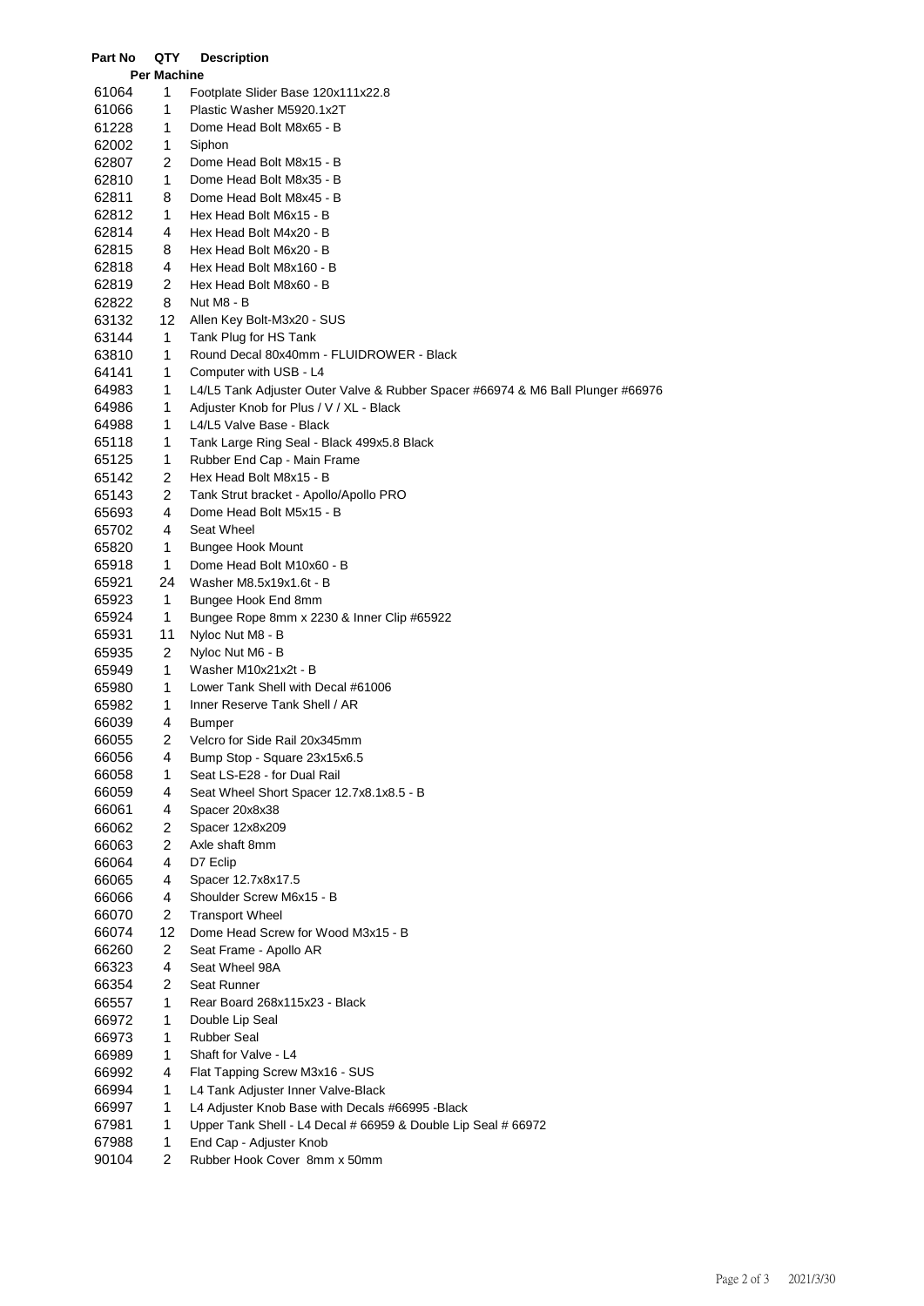| Part No | QTY Per Machine | Description |
|---|---|---|
| 61064 | 1 | Footplate Slider Base 120x111x22.8 |
| 61066 | 1 | Plastic Washer M5920.1x2T |
| 61228 | 1 | Dome Head Bolt M8x65 - B |
| 62002 | 1 | Siphon |
| 62807 | 2 | Dome Head Bolt M8x15 - B |
| 62810 | 1 | Dome Head Bolt M8x35 - B |
| 62811 | 8 | Dome Head Bolt M8x45 - B |
| 62812 | 1 | Hex Head Bolt M6x15 - B |
| 62814 | 4 | Hex Head Bolt M4x20 - B |
| 62815 | 8 | Hex Head Bolt M6x20 - B |
| 62818 | 4 | Hex Head Bolt M8x160 - B |
| 62819 | 2 | Hex Head Bolt M8x60 - B |
| 62822 | 8 | Nut M8 - B |
| 63132 | 12 | Allen Key Bolt-M3x20 - SUS |
| 63144 | 1 | Tank Plug for HS Tank |
| 63810 | 1 | Round Decal 80x40mm - FLUIDROWER - Black |
| 64141 | 1 | Computer with USB - L4 |
| 64983 | 1 | L4/L5 Tank Adjuster Outer Valve & Rubber Spacer #66974 & M6 Ball Plunger #66976 |
| 64986 | 1 | Adjuster Knob for Plus / V / XL - Black |
| 64988 | 1 | L4/L5 Valve Base - Black |
| 65118 | 1 | Tank Large Ring Seal - Black 499x5.8 Black |
| 65125 | 1 | Rubber End Cap - Main Frame |
| 65142 | 2 | Hex Head Bolt M8x15 - B |
| 65143 | 2 | Tank Strut bracket - Apollo/Apollo PRO |
| 65693 | 4 | Dome Head Bolt M5x15 - B |
| 65702 | 4 | Seat Wheel |
| 65820 | 1 | Bungee Hook Mount |
| 65918 | 1 | Dome Head Bolt M10x60 - B |
| 65921 | 24 | Washer M8.5x19x1.6t - B |
| 65923 | 1 | Bungee Hook End 8mm |
| 65924 | 1 | Bungee Rope 8mm x 2230 & Inner Clip #65922 |
| 65931 | 11 | Nyloc Nut M8 - B |
| 65935 | 2 | Nyloc Nut M6 - B |
| 65949 | 1 | Washer M10x21x2t - B |
| 65980 | 1 | Lower Tank Shell with Decal #61006 |
| 65982 | 1 | Inner Reserve Tank Shell / AR |
| 66039 | 4 | Bumper |
| 66055 | 2 | Velcro for Side Rail 20x345mm |
| 66056 | 4 | Bump Stop - Square 23x15x6.5 |
| 66058 | 1 | Seat LS-E28 - for Dual Rail |
| 66059 | 4 | Seat Wheel Short Spacer 12.7x8.1x8.5 - B |
| 66061 | 4 | Spacer 20x8x38 |
| 66062 | 2 | Spacer 12x8x209 |
| 66063 | 2 | Axle shaft 8mm |
| 66064 | 4 | D7 Eclip |
| 66065 | 4 | Spacer 12.7x8x17.5 |
| 66066 | 4 | Shoulder Screw M6x15 - B |
| 66070 | 2 | Transport Wheel |
| 66074 | 12 | Dome Head Screw for Wood M3x15 - B |
| 66260 | 2 | Seat Frame - Apollo AR |
| 66323 | 4 | Seat Wheel 98A |
| 66354 | 2 | Seat Runner |
| 66557 | 1 | Rear Board 268x115x23 - Black |
| 66972 | 1 | Double Lip Seal |
| 66973 | 1 | Rubber Seal |
| 66989 | 1 | Shaft for Valve - L4 |
| 66992 | 4 | Flat Tapping Screw M3x16 - SUS |
| 66994 | 1 | L4 Tank Adjuster Inner Valve-Black |
| 66997 | 1 | L4 Adjuster Knob Base with Decals #66995 -Black |
| 67981 | 1 | Upper Tank Shell - L4 Decal # 66959 & Double Lip Seal # 66972 |
| 67988 | 1 | End Cap - Adjuster Knob |
| 90104 | 2 | Rubber Hook Cover 8mm x 50mm |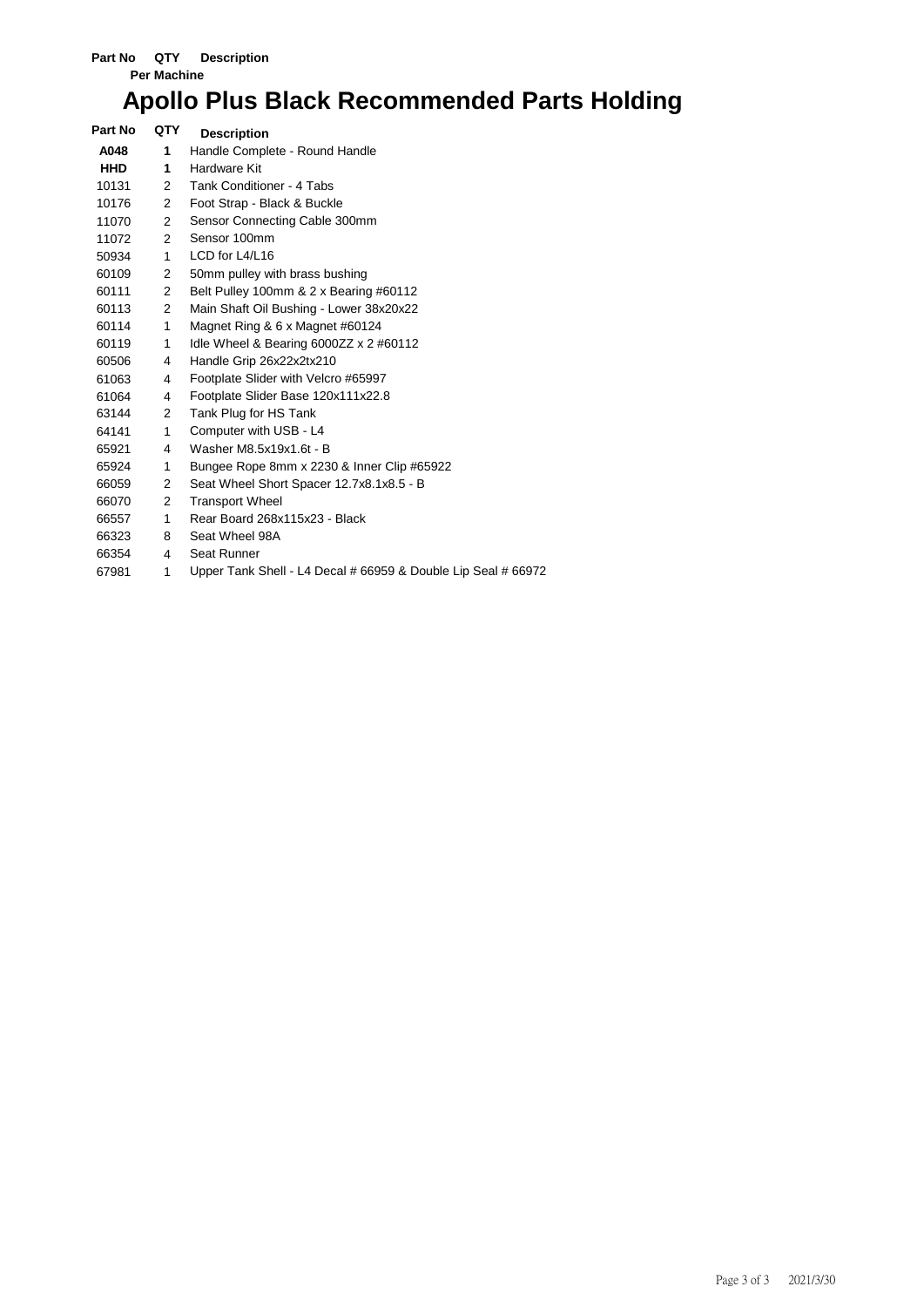**Part No QTY Description**
**Per Machine**

# Apollo Plus Black Recommended Parts Holding

| Part No | QTY | Description |
|---|---|---|
| **A048** | **1** | Handle Complete - Round Handle |
| **HHD** | **1** | Hardware Kit |
| 10131 | 2 | Tank Conditioner - 4 Tabs |
| 10176 | 2 | Foot Strap - Black & Buckle |
| 11070 | 2 | Sensor Connecting Cable 300mm |
| 11072 | 2 | Sensor 100mm |
| 50934 | 1 | LCD for L4/L16 |
| 60109 | 2 | 50mm pulley with brass bushing |
| 60111 | 2 | Belt Pulley 100mm & 2 x Bearing #60112 |
| 60113 | 2 | Main Shaft Oil Bushing - Lower 38x20x22 |
| 60114 | 1 | Magnet Ring & 6 x Magnet #60124 |
| 60119 | 1 | Idle Wheel & Bearing 6000ZZ x 2 #60112 |
| 60506 | 4 | Handle Grip 26x22x2tx210 |
| 61063 | 4 | Footplate Slider with Velcro #65997 |
| 61064 | 4 | Footplate Slider Base 120x111x22.8 |
| 63144 | 2 | Tank Plug for HS Tank |
| 64141 | 1 | Computer with USB - L4 |
| 65921 | 4 | Washer M8.5x19x1.6t - B |
| 65924 | 1 | Bungee Rope 8mm x 2230 & Inner Clip #65922 |
| 66059 | 2 | Seat Wheel Short Spacer 12.7x8.1x8.5 - B |
| 66070 | 2 | Transport Wheel |
| 66557 | 1 | Rear Board 268x115x23 - Black |
| 66323 | 8 | Seat Wheel 98A |
| 66354 | 4 | Seat Runner |
| 67981 | 1 | Upper Tank Shell - L4 Decal # 66959 & Double Lip Seal # 66972 |

2021/3/30